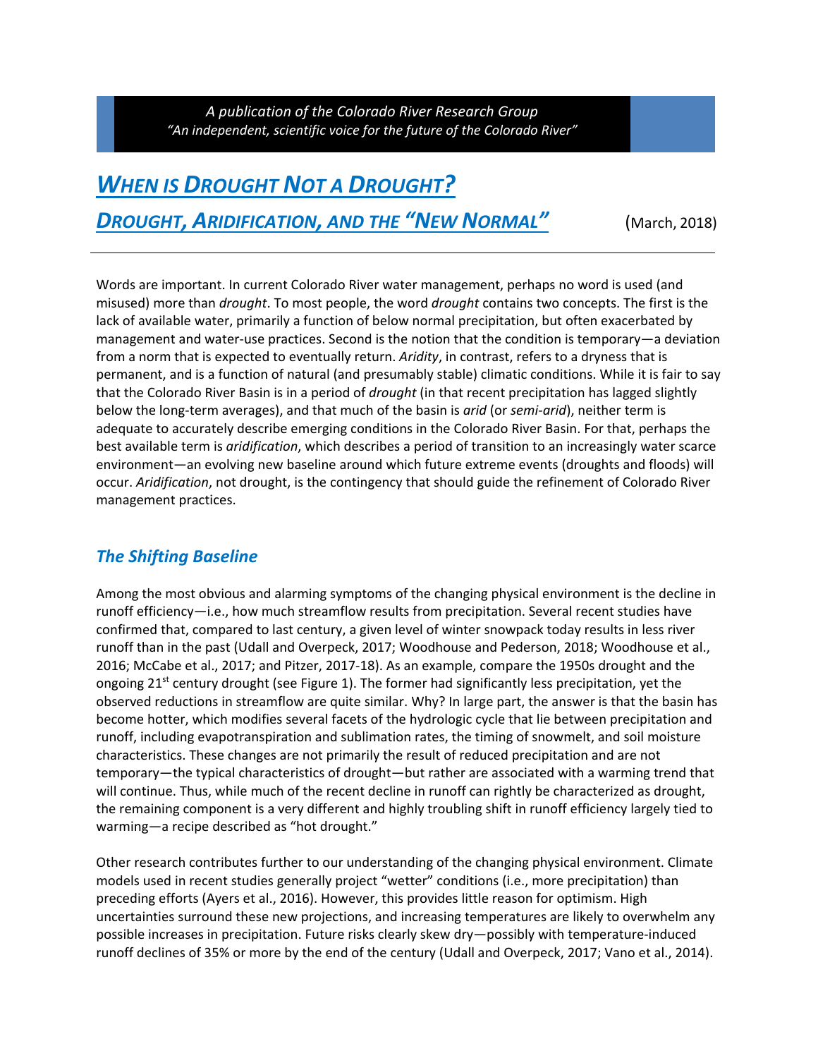*A publication of the Colorado River Research Group*
*"An independent, scientific voice for the future of the Colorado River"*

# *WHEN IS DROUGHT NOT A DROUGHT?*

## *DROUGHT, ARIDIFICATION, AND THE "NEW NORMAL"* (March, 2018)

Words are important. In current Colorado River water management, perhaps no word is used (and misused) more than *drought*. To most people, the word *drought* contains two concepts. The first is the lack of available water, primarily a function of below normal precipitation, but often exacerbated by management and water-use practices. Second is the notion that the condition is temporary—a deviation from a norm that is expected to eventually return. *Aridity*, in contrast, refers to a dryness that is permanent, and is a function of natural (and presumably stable) climatic conditions. While it is fair to say that the Colorado River Basin is in a period of *drought* (in that recent precipitation has lagged slightly below the long-term averages), and that much of the basin is *arid* (or *semi-arid*), neither term is adequate to accurately describe emerging conditions in the Colorado River Basin. For that, perhaps the best available term is *aridification*, which describes a period of transition to an increasingly water scarce environment—an evolving new baseline around which future extreme events (droughts and floods) will occur. *Aridification*, not drought, is the contingency that should guide the refinement of Colorado River management practices.

### *The Shifting Baseline*

Among the most obvious and alarming symptoms of the changing physical environment is the decline in runoff efficiency—i.e., how much streamflow results from precipitation. Several recent studies have confirmed that, compared to last century, a given level of winter snowpack today results in less river runoff than in the past (Udall and Overpeck, 2017; Woodhouse and Pederson, 2018; Woodhouse et al., 2016; McCabe et al., 2017; and Pitzer, 2017-18). As an example, compare the 1950s drought and the ongoing 21st century drought (see Figure 1). The former had significantly less precipitation, yet the observed reductions in streamflow are quite similar. Why? In large part, the answer is that the basin has become hotter, which modifies several facets of the hydrologic cycle that lie between precipitation and runoff, including evapotranspiration and sublimation rates, the timing of snowmelt, and soil moisture characteristics. These changes are not primarily the result of reduced precipitation and are not temporary—the typical characteristics of drought—but rather are associated with a warming trend that will continue. Thus, while much of the recent decline in runoff can rightly be characterized as drought, the remaining component is a very different and highly troubling shift in runoff efficiency largely tied to warming—a recipe described as "hot drought."

Other research contributes further to our understanding of the changing physical environment. Climate models used in recent studies generally project "wetter" conditions (i.e., more precipitation) than preceding efforts (Ayers et al., 2016). However, this provides little reason for optimism. High uncertainties surround these new projections, and increasing temperatures are likely to overwhelm any possible increases in precipitation. Future risks clearly skew dry—possibly with temperature-induced runoff declines of 35% or more by the end of the century (Udall and Overpeck, 2017; Vano et al., 2014).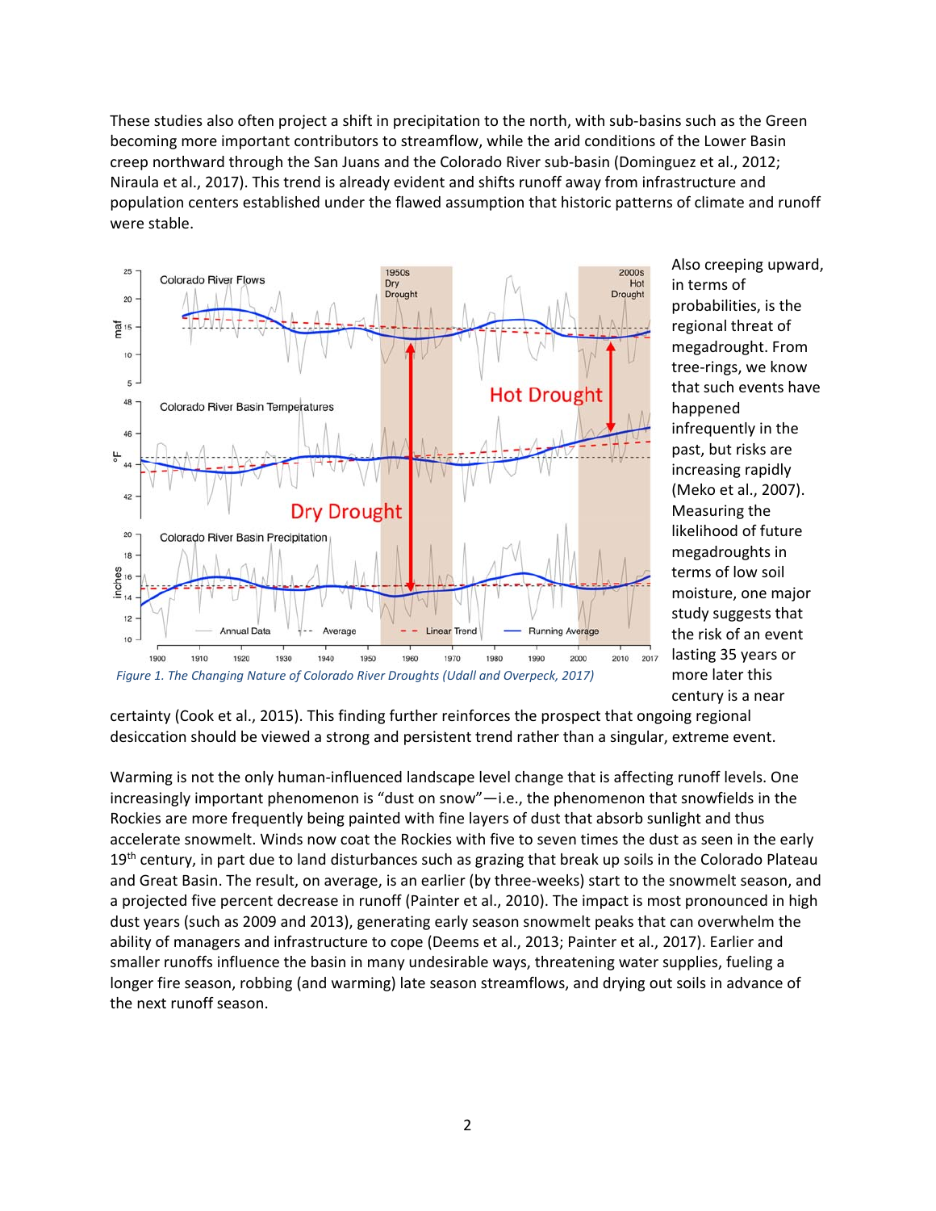These studies also often project a shift in precipitation to the north, with sub-basins such as the Green becoming more important contributors to streamflow, while the arid conditions of the Lower Basin creep northward through the San Juans and the Colorado River sub-basin (Dominguez et al., 2012; Niraula et al., 2017). This trend is already evident and shifts runoff away from infrastructure and population centers established under the flawed assumption that historic patterns of climate and runoff were stable.

*Figure 1. The Changing Nature of Colorado River Droughts (Udall and Overpeck, 2017)*

Also creeping upward, in terms of probabilities, is the regional threat of megadrought. From tree-rings, we know that such events have happened infrequently in the past, but risks are increasing rapidly (Meko et al., 2007). Measuring the likelihood of future megadroughts in terms of low soil moisture, one major study suggests that the risk of an event lasting 35 years or more later this century is a near certainty (Cook et al., 2015). This finding further reinforces the prospect that ongoing regional desiccation should be viewed a strong and persistent trend rather than a singular, extreme event.

Warming is not the only human-influenced landscape level change that is affecting runoff levels. One increasingly important phenomenon is "dust on snow"—i.e., the phenomenon that snowfields in the Rockies are more frequently being painted with fine layers of dust that absorb sunlight and thus accelerate snowmelt. Winds now coat the Rockies with five to seven times the dust as seen in the early 19th century, in part due to land disturbances such as grazing that break up soils in the Colorado Plateau and Great Basin. The result, on average, is an earlier (by three-weeks) start to the snowmelt season, and a projected five percent decrease in runoff (Painter et al., 2010). The impact is most pronounced in high dust years (such as 2009 and 2013), generating early season snowmelt peaks that can overwhelm the ability of managers and infrastructure to cope (Deems et al., 2013; Painter et al., 2017). Earlier and smaller runoffs influence the basin in many undesirable ways, threatening water supplies, fueling a longer fire season, robbing (and warming) late season streamflows, and drying out soils in advance of the next runoff season.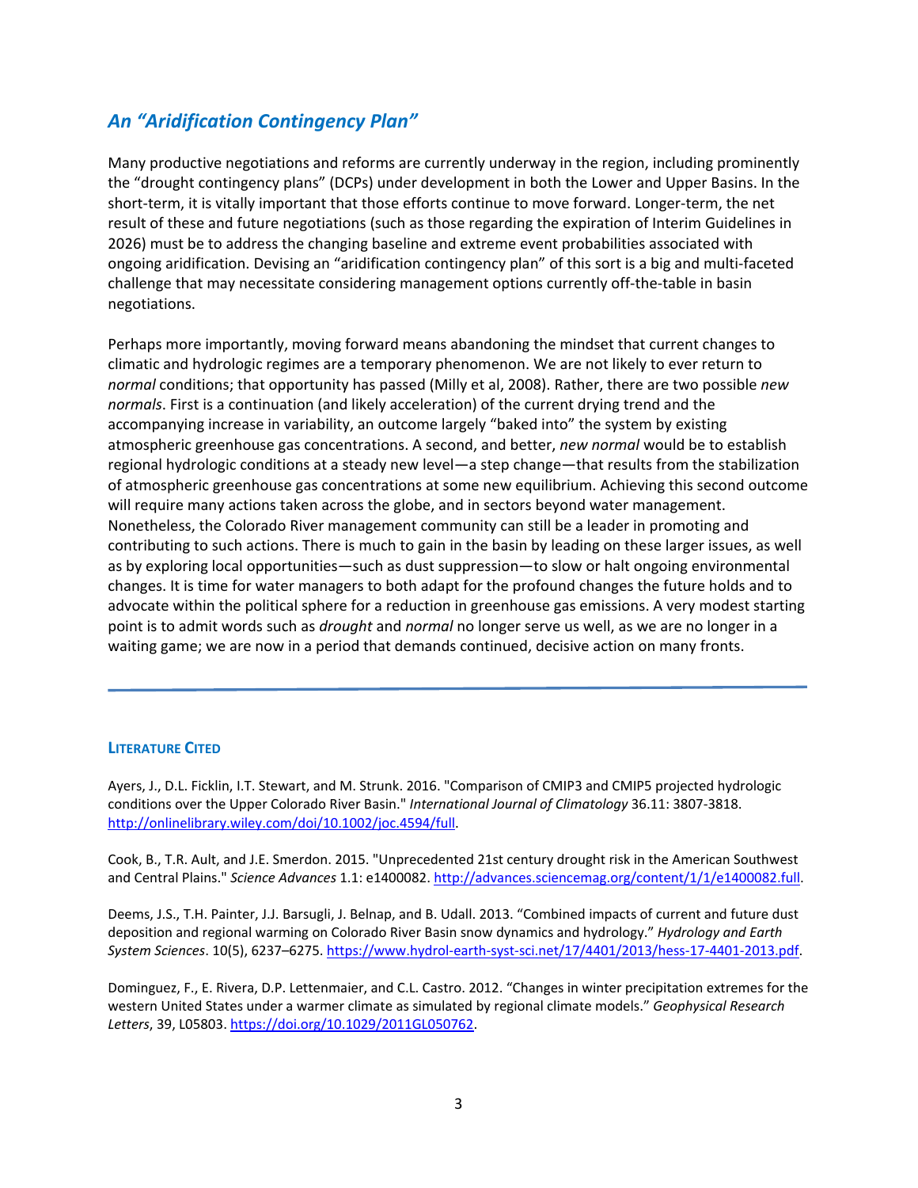## *An "Aridification Contingency Plan"*

Many productive negotiations and reforms are currently underway in the region, including prominently the "drought contingency plans" (DCPs) under development in both the Lower and Upper Basins. In the short-term, it is vitally important that those efforts continue to move forward. Longer-term, the net result of these and future negotiations (such as those regarding the expiration of Interim Guidelines in 2026) must be to address the changing baseline and extreme event probabilities associated with ongoing aridification. Devising an "aridification contingency plan" of this sort is a big and multi-faceted challenge that may necessitate considering management options currently off-the-table in basin negotiations.

Perhaps more importantly, moving forward means abandoning the mindset that current changes to climatic and hydrologic regimes are a temporary phenomenon. We are not likely to ever return to *normal* conditions; that opportunity has passed (Milly et al, 2008). Rather, there are two possible *new normals*. First is a continuation (and likely acceleration) of the current drying trend and the accompanying increase in variability, an outcome largely "baked into" the system by existing atmospheric greenhouse gas concentrations. A second, and better, *new normal* would be to establish regional hydrologic conditions at a steady new level—a step change—that results from the stabilization of atmospheric greenhouse gas concentrations at some new equilibrium. Achieving this second outcome will require many actions taken across the globe, and in sectors beyond water management. Nonetheless, the Colorado River management community can still be a leader in promoting and contributing to such actions. There is much to gain in the basin by leading on these larger issues, as well as by exploring local opportunities—such as dust suppression—to slow or halt ongoing environmental changes. It is time for water managers to both adapt for the profound changes the future holds and to advocate within the political sphere for a reduction in greenhouse gas emissions. A very modest starting point is to admit words such as *drought* and *normal* no longer serve us well, as we are no longer in a waiting game; we are now in a period that demands continued, decisive action on many fronts.

---

### LITERATURE CITED

Ayers, J., D.L. Ficklin, I.T. Stewart, and M. Strunk. 2016. "Comparison of CMIP3 and CMIP5 projected hydrologic conditions over the Upper Colorado River Basin." *International Journal of Climatology* 36.11: 3807-3818. http://onlinelibrary.wiley.com/doi/10.1002/joc.4594/full.

Cook, B., T.R. Ault, and J.E. Smerdon. 2015. "Unprecedented 21st century drought risk in the American Southwest and Central Plains." *Science Advances* 1.1: e1400082. http://advances.sciencemag.org/content/1/1/e1400082.full.

Deems, J.S., T.H. Painter, J.J. Barsugli, J. Belnap, and B. Udall. 2013. "Combined impacts of current and future dust deposition and regional warming on Colorado River Basin snow dynamics and hydrology." *Hydrology and Earth System Sciences*. 10(5), 6237–6275. https://www.hydrol-earth-syst-sci.net/17/4401/2013/hess-17-4401-2013.pdf.

Dominguez, F., E. Rivera, D.P. Lettenmaier, and C.L. Castro. 2012. "Changes in winter precipitation extremes for the western United States under a warmer climate as simulated by regional climate models." *Geophysical Research Letters*, 39, L05803. https://doi.org/10.1029/2011GL050762.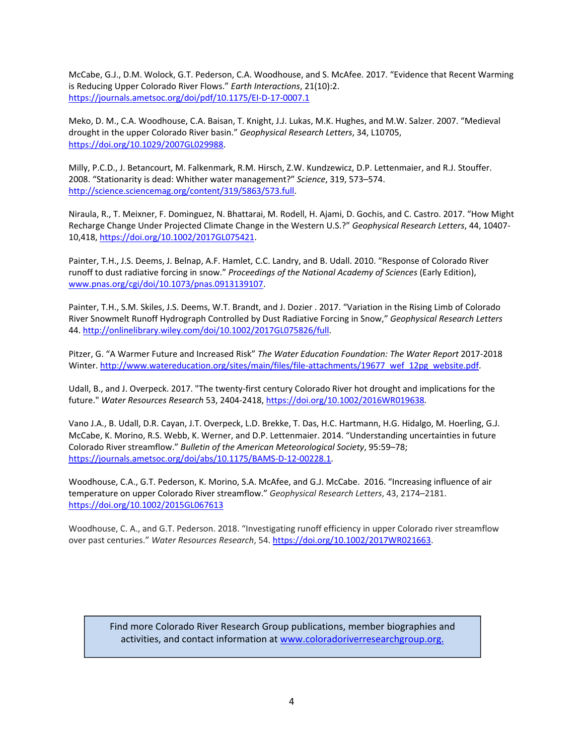McCabe, G.J., D.M. Wolock, G.T. Pederson, C.A. Woodhouse, and S. McAfee. 2017. "Evidence that Recent Warming is Reducing Upper Colorado River Flows." *Earth Interactions*, 21(10):2. https://journals.ametsoc.org/doi/pdf/10.1175/EI-D-17-0007.1

Meko, D. M., C.A. Woodhouse, C.A. Baisan, T. Knight, J.J. Lukas, M.K. Hughes, and M.W. Salzer. 2007. "Medieval drought in the upper Colorado River basin." *Geophysical Research Letters*, 34, L10705, https://doi.org/10.1029/2007GL029988.

Milly, P.C.D., J. Betancourt, M. Falkenmark, R.M. Hirsch, Z.W. Kundzewicz, D.P. Lettenmaier, and R.J. Stouffer. 2008. "Stationarity is dead: Whither water management?" *Science*, 319, 573–574. http://science.sciencemag.org/content/319/5863/573.full.

Niraula, R., T. Meixner, F. Dominguez, N. Bhattarai, M. Rodell, H. Ajami, D. Gochis, and C. Castro. 2017. "How Might Recharge Change Under Projected Climate Change in the Western U.S.?" *Geophysical Research Letters*, 44, 10407-10,418, https://doi.org/10.1002/2017GL075421.

Painter, T.H., J.S. Deems, J. Belnap, A.F. Hamlet, C.C. Landry, and B. Udall. 2010. "Response of Colorado River runoff to dust radiative forcing in snow." *Proceedings of the National Academy of Sciences* (Early Edition), www.pnas.org/cgi/doi/10.1073/pnas.0913139107.

Painter, T.H., S.M. Skiles, J.S. Deems, W.T. Brandt, and J. Dozier . 2017. "Variation in the Rising Limb of Colorado River Snowmelt Runoff Hydrograph Controlled by Dust Radiative Forcing in Snow," *Geophysical Research Letters* 44. http://onlinelibrary.wiley.com/doi/10.1002/2017GL075826/full.

Pitzer, G. "A Warmer Future and Increased Risk" *The Water Education Foundation: The Water Report* 2017-2018 Winter. http://www.watereducation.org/sites/main/files/file-attachments/19677_wef_12pg_website.pdf.

Udall, B., and J. Overpeck. 2017. "The twenty-first century Colorado River hot drought and implications for the future." *Water Resources Research* 53, 2404-2418, https://doi.org/10.1002/2016WR019638.

Vano J.A., B. Udall, D.R. Cayan, J.T. Overpeck, L.D. Brekke, T. Das, H.C. Hartmann, H.G. Hidalgo, M. Hoerling, G.J. McCabe, K. Morino, R.S. Webb, K. Werner, and D.P. Lettenmaier. 2014. "Understanding uncertainties in future Colorado River streamflow." *Bulletin of the American Meteorological Society*, 95:59–78; https://journals.ametsoc.org/doi/abs/10.1175/BAMS-D-12-00228.1.

Woodhouse, C.A., G.T. Pederson, K. Morino, S.A. McAfee, and G.J. McCabe. 2016. "Increasing influence of air temperature on upper Colorado River streamflow." *Geophysical Research Letters*, 43, 2174–2181. https://doi.org/10.1002/2015GL067613

Woodhouse, C. A., and G.T. Pederson. 2018. "Investigating runoff efficiency in upper Colorado river streamflow over past centuries." *Water Resources Research*, 54. https://doi.org/10.1002/2017WR021663.

Find more Colorado River Research Group publications, member biographies and activities, and contact information at www.coloradoriverresearchgroup.org.